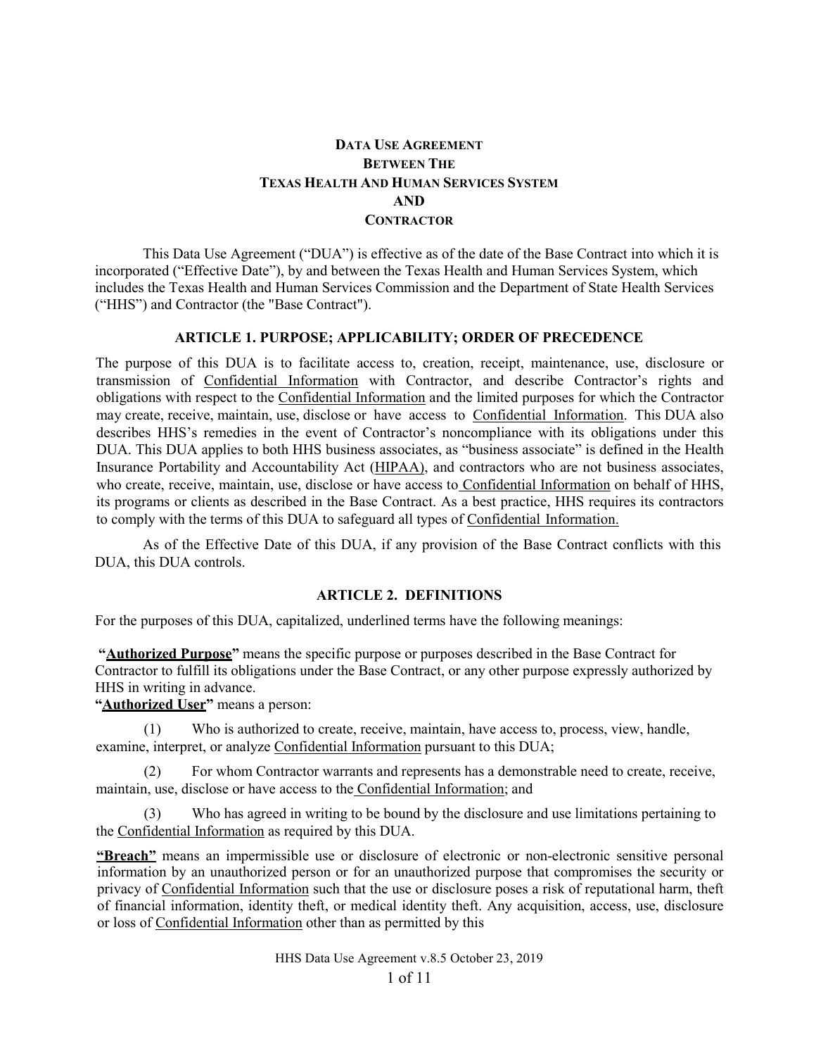# DATA USE AGREEMENT
# BETWEEN THE
# TEXAS HEALTH AND HUMAN SERVICES SYSTEM
# AND
# CONTRACTOR

This Data Use Agreement ("DUA") is effective as of the date of the Base Contract into which it is incorporated ("Effective Date"), by and between the Texas Health and Human Services System, which includes the Texas Health and Human Services Commission and the Department of State Health Services ("HHS") and Contractor (the "Base Contract").

## ARTICLE 1. PURPOSE; APPLICABILITY; ORDER OF PRECEDENCE

The purpose of this DUA is to facilitate access to, creation, receipt, maintenance, use, disclosure or transmission of Confidential Information with Contractor, and describe Contractor's rights and obligations with respect to the Confidential Information and the limited purposes for which the Contractor may create, receive, maintain, use, disclose or have access to Confidential Information. This DUA also describes HHS's remedies in the event of Contractor's noncompliance with its obligations under this DUA. This DUA applies to both HHS business associates, as "business associate" is defined in the Health Insurance Portability and Accountability Act (HIPAA), and contractors who are not business associates, who create, receive, maintain, use, disclose or have access to Confidential Information on behalf of HHS, its programs or clients as described in the Base Contract. As a best practice, HHS requires its contractors to comply with the terms of this DUA to safeguard all types of Confidential Information.

As of the Effective Date of this DUA, if any provision of the Base Contract conflicts with this DUA, this DUA controls.

## ARTICLE 2. DEFINITIONS

For the purposes of this DUA, capitalized, underlined terms have the following meanings:

**"Authorized Purpose"** means the specific purpose or purposes described in the Base Contract for Contractor to fulfill its obligations under the Base Contract, or any other purpose expressly authorized by HHS in writing in advance.

**"Authorized User"** means a person:

(1) Who is authorized to create, receive, maintain, have access to, process, view, handle, examine, interpret, or analyze Confidential Information pursuant to this DUA;

(2) For whom Contractor warrants and represents has a demonstrable need to create, receive, maintain, use, disclose or have access to the Confidential Information; and

(3) Who has agreed in writing to be bound by the disclosure and use limitations pertaining to the Confidential Information as required by this DUA.

**"Breach"** means an impermissible use or disclosure of electronic or non-electronic sensitive personal information by an unauthorized person or for an unauthorized purpose that compromises the security or privacy of Confidential Information such that the use or disclosure poses a risk of reputational harm, theft of financial information, identity theft, or medical identity theft. Any acquisition, access, use, disclosure or loss of Confidential Information other than as permitted by this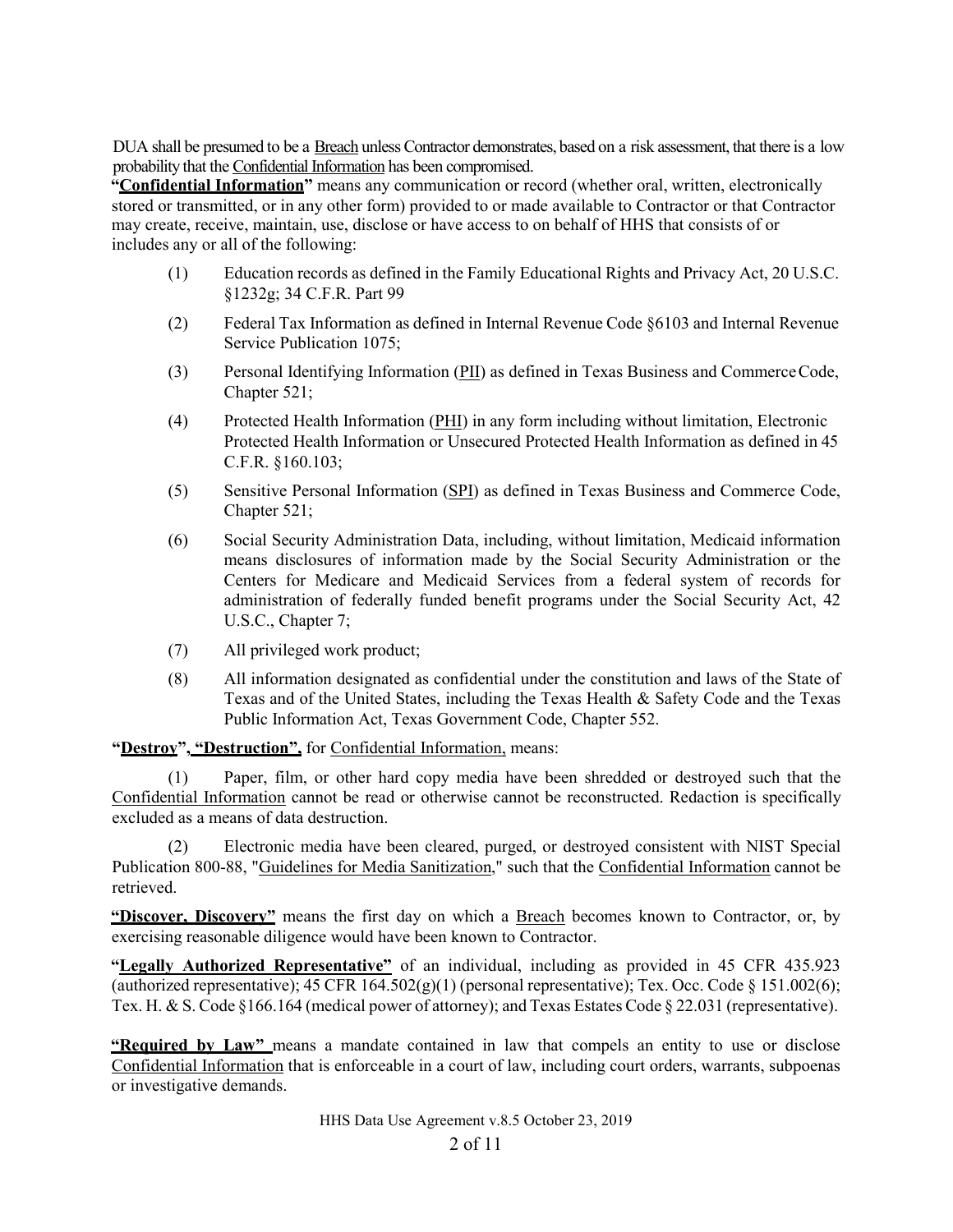DUA shall be presumed to be a Breach unless Contractor demonstrates, based on a risk assessment, that there is a low probability that the Confidential Information has been compromised.

**"Confidential Information"** means any communication or record (whether oral, written, electronically stored or transmitted, or in any other form) provided to or made available to Contractor or that Contractor may create, receive, maintain, use, disclose or have access to on behalf of HHS that consists of or includes any or all of the following:

(1) Education records as defined in the Family Educational Rights and Privacy Act, 20 U.S.C. §1232g; 34 C.F.R. Part 99

(2) Federal Tax Information as defined in Internal Revenue Code §6103 and Internal Revenue Service Publication 1075;

(3) Personal Identifying Information (PII) as defined in Texas Business and Commerce Code, Chapter 521;

(4) Protected Health Information (PHI) in any form including without limitation, Electronic Protected Health Information or Unsecured Protected Health Information as defined in 45 C.F.R. §160.103;

(5) Sensitive Personal Information (SPI) as defined in Texas Business and Commerce Code, Chapter 521;

(6) Social Security Administration Data, including, without limitation, Medicaid information means disclosures of information made by the Social Security Administration or the Centers for Medicare and Medicaid Services from a federal system of records for administration of federally funded benefit programs under the Social Security Act, 42 U.S.C., Chapter 7;

(7) All privileged work product;

(8) All information designated as confidential under the constitution and laws of the State of Texas and of the United States, including the Texas Health & Safety Code and the Texas Public Information Act, Texas Government Code, Chapter 552.

**"Destroy", "Destruction",** for Confidential Information, means:

(1) Paper, film, or other hard copy media have been shredded or destroyed such that the Confidential Information cannot be read or otherwise cannot be reconstructed. Redaction is specifically excluded as a means of data destruction.

(2) Electronic media have been cleared, purged, or destroyed consistent with NIST Special Publication 800-88, "Guidelines for Media Sanitization," such that the Confidential Information cannot be retrieved.

**"Discover, Discovery"** means the first day on which a Breach becomes known to Contractor, or, by exercising reasonable diligence would have been known to Contractor.

**"Legally Authorized Representative"** of an individual, including as provided in 45 CFR 435.923 (authorized representative); 45 CFR 164.502(g)(1) (personal representative); Tex. Occ. Code § 151.002(6); Tex. H. & S. Code §166.164 (medical power of attorney); and Texas Estates Code § 22.031 (representative).

**"Required by Law"** means a mandate contained in law that compels an entity to use or disclose Confidential Information that is enforceable in a court of law, including court orders, warrants, subpoenas or investigative demands.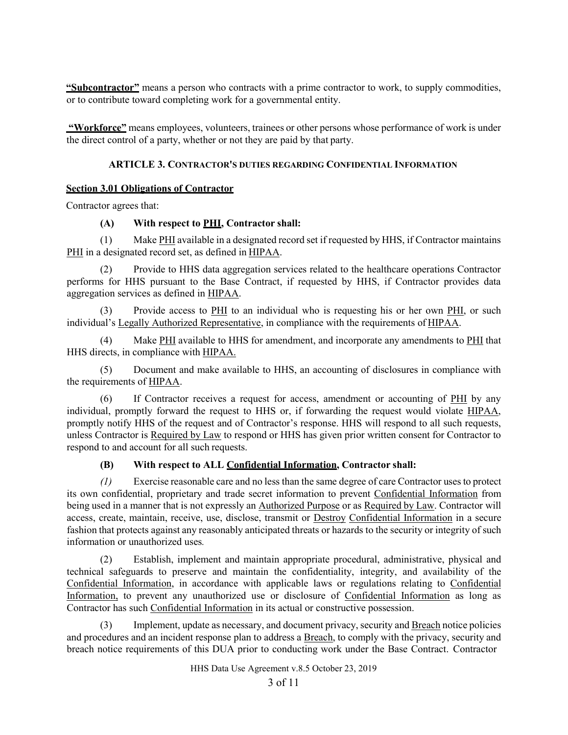**"Subcontractor"** means a person who contracts with a prime contractor to work, to supply commodities, or to contribute toward completing work for a governmental entity.

**"Workforce"** means employees, volunteers, trainees or other persons whose performance of work is under the direct control of a party, whether or not they are paid by that party.

## ARTICLE 3. CONTRACTOR'S DUTIES REGARDING CONFIDENTIAL INFORMATION

### Section 3.01 Obligations of Contractor

Contractor agrees that:

**(A) With respect to PHI, Contractor shall:**

(1) Make PHI available in a designated record set if requested by HHS, if Contractor maintains PHI in a designated record set, as defined in HIPAA.

(2) Provide to HHS data aggregation services related to the healthcare operations Contractor performs for HHS pursuant to the Base Contract, if requested by HHS, if Contractor provides data aggregation services as defined in HIPAA.

(3) Provide access to PHI to an individual who is requesting his or her own PHI, or such individual's Legally Authorized Representative, in compliance with the requirements of HIPAA.

(4) Make PHI available to HHS for amendment, and incorporate any amendments to PHI that HHS directs, in compliance with HIPAA.

(5) Document and make available to HHS, an accounting of disclosures in compliance with the requirements of HIPAA.

(6) If Contractor receives a request for access, amendment or accounting of PHI by any individual, promptly forward the request to HHS or, if forwarding the request would violate HIPAA, promptly notify HHS of the request and of Contractor's response. HHS will respond to all such requests, unless Contractor is Required by Law to respond or HHS has given prior written consent for Contractor to respond to and account for all such requests.

**(B) With respect to ALL Confidential Information, Contractor shall:**

*(1)* Exercise reasonable care and no less than the same degree of care Contractor uses to protect its own confidential, proprietary and trade secret information to prevent Confidential Information from being used in a manner that is not expressly an Authorized Purpose or as Required by Law. Contractor will access, create, maintain, receive, use, disclose, transmit or Destroy Confidential Information in a secure fashion that protects against any reasonably anticipated threats or hazards to the security or integrity of such information or unauthorized uses.

(2) Establish, implement and maintain appropriate procedural, administrative, physical and technical safeguards to preserve and maintain the confidentiality, integrity, and availability of the Confidential Information, in accordance with applicable laws or regulations relating to Confidential Information, to prevent any unauthorized use or disclosure of Confidential Information as long as Contractor has such Confidential Information in its actual or constructive possession.

(3) Implement, update as necessary, and document privacy, security and Breach notice policies and procedures and an incident response plan to address a Breach, to comply with the privacy, security and breach notice requirements of this DUA prior to conducting work under the Base Contract. Contractor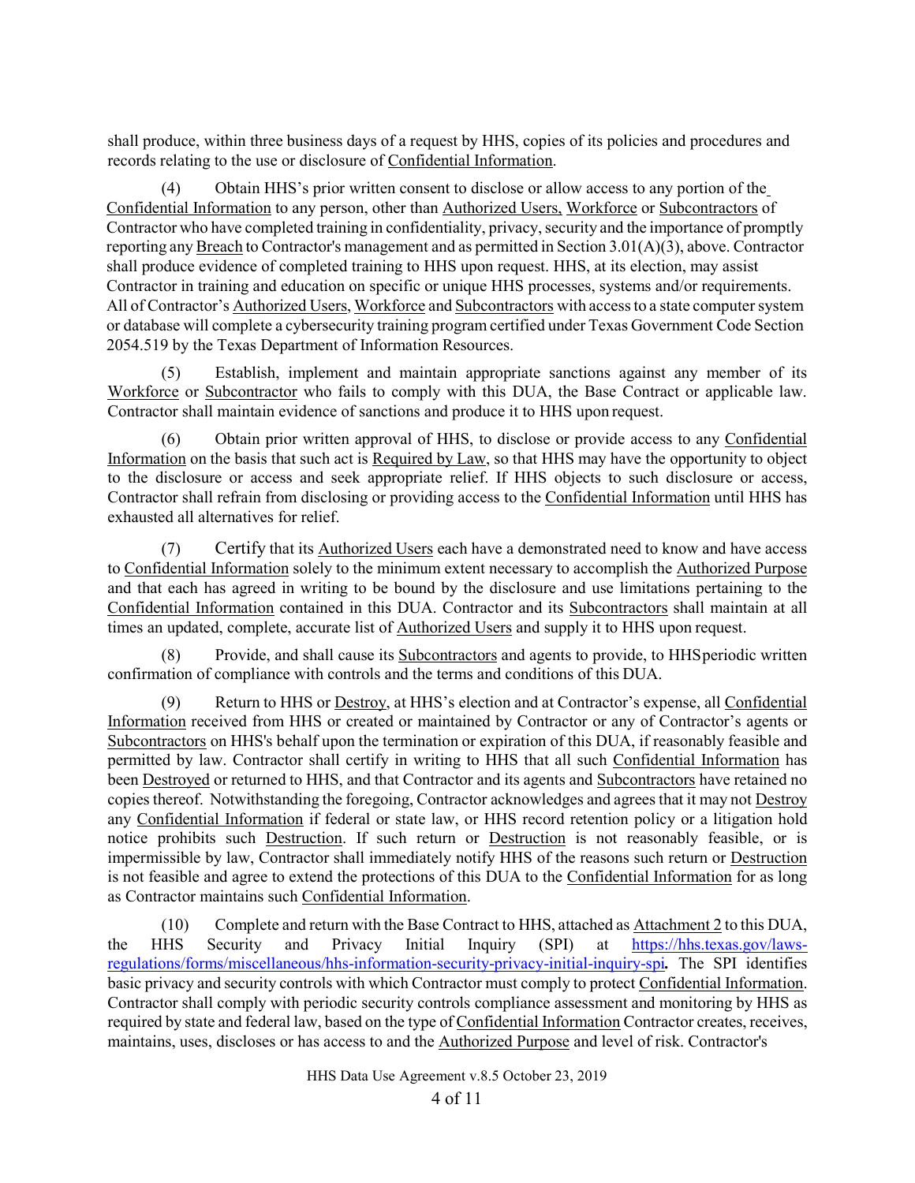shall produce, within three business days of a request by HHS, copies of its policies and procedures and records relating to the use or disclosure of Confidential Information.

(4) Obtain HHS's prior written consent to disclose or allow access to any portion of the Confidential Information to any person, other than Authorized Users, Workforce or Subcontractors of Contractor who have completed training in confidentiality, privacy, security and the importance of promptly reporting any Breach to Contractor's management and as permitted in Section 3.01(A)(3), above. Contractor shall produce evidence of completed training to HHS upon request. HHS, at its election, may assist Contractor in training and education on specific or unique HHS processes, systems and/or requirements. All of Contractor's Authorized Users, Workforce and Subcontractors with access to a state computer system or database will complete a cybersecurity training program certified under Texas Government Code Section 2054.519 by the Texas Department of Information Resources.

(5) Establish, implement and maintain appropriate sanctions against any member of its Workforce or Subcontractor who fails to comply with this DUA, the Base Contract or applicable law. Contractor shall maintain evidence of sanctions and produce it to HHS upon request.

(6) Obtain prior written approval of HHS, to disclose or provide access to any Confidential Information on the basis that such act is Required by Law, so that HHS may have the opportunity to object to the disclosure or access and seek appropriate relief. If HHS objects to such disclosure or access, Contractor shall refrain from disclosing or providing access to the Confidential Information until HHS has exhausted all alternatives for relief.

(7) Certify that its Authorized Users each have a demonstrated need to know and have access to Confidential Information solely to the minimum extent necessary to accomplish the Authorized Purpose and that each has agreed in writing to be bound by the disclosure and use limitations pertaining to the Confidential Information contained in this DUA. Contractor and its Subcontractors shall maintain at all times an updated, complete, accurate list of Authorized Users and supply it to HHS upon request.

(8) Provide, and shall cause its Subcontractors and agents to provide, to HHS periodic written confirmation of compliance with controls and the terms and conditions of this DUA.

(9) Return to HHS or Destroy, at HHS's election and at Contractor's expense, all Confidential Information received from HHS or created or maintained by Contractor or any of Contractor's agents or Subcontractors on HHS's behalf upon the termination or expiration of this DUA, if reasonably feasible and permitted by law. Contractor shall certify in writing to HHS that all such Confidential Information has been Destroyed or returned to HHS, and that Contractor and its agents and Subcontractors have retained no copies thereof. Notwithstanding the foregoing, Contractor acknowledges and agrees that it may not Destroy any Confidential Information if federal or state law, or HHS record retention policy or a litigation hold notice prohibits such Destruction. If such return or Destruction is not reasonably feasible, or is impermissible by law, Contractor shall immediately notify HHS of the reasons such return or Destruction is not feasible and agree to extend the protections of this DUA to the Confidential Information for as long as Contractor maintains such Confidential Information.

(10) Complete and return with the Base Contract to HHS, attached as Attachment 2 to this DUA, the HHS Security and Privacy Initial Inquiry (SPI) at https://hhs.texas.gov/laws-regulations/forms/miscellaneous/hhs-information-security-privacy-initial-inquiry-spi**.** The SPI identifies basic privacy and security controls with which Contractor must comply to protect Confidential Information. Contractor shall comply with periodic security controls compliance assessment and monitoring by HHS as required by state and federal law, based on the type of Confidential Information Contractor creates, receives, maintains, uses, discloses or has access to and the Authorized Purpose and level of risk. Contractor's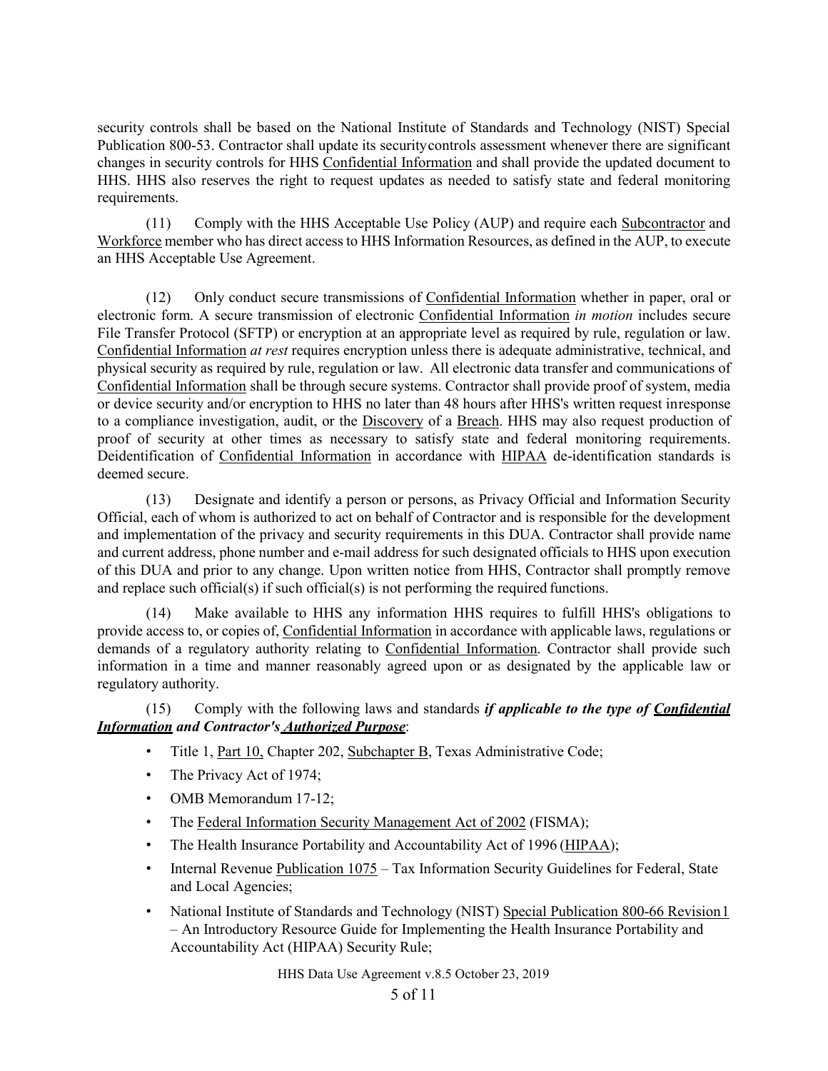security controls shall be based on the National Institute of Standards and Technology (NIST) Special Publication 800-53. Contractor shall update its security controls assessment whenever there are significant changes in security controls for HHS <u>Confidential Information</u> and shall provide the updated document to HHS. HHS also reserves the right to request updates as needed to satisfy state and federal monitoring requirements.

(11) Comply with the HHS Acceptable Use Policy (AUP) and require each <u>Subcontractor</u> and <u>Workforce</u> member who has direct access to HHS Information Resources, as defined in the AUP, to execute an HHS Acceptable Use Agreement.

(12) Only conduct secure transmissions of <u>Confidential Information</u> whether in paper, oral or electronic form. A secure transmission of electronic <u>Confidential Information</u> *in motion* includes secure File Transfer Protocol (SFTP) or encryption at an appropriate level as required by rule, regulation or law. <u>Confidential Information</u> *at rest* requires encryption unless there is adequate administrative, technical, and physical security as required by rule, regulation or law. All electronic data transfer and communications of <u>Confidential Information</u> shall be through secure systems. Contractor shall provide proof of system, media or device security and/or encryption to HHS no later than 48 hours after HHS's written request in response to a compliance investigation, audit, or the <u>Discovery</u> of a <u>Breach</u>. HHS may also request production of proof of security at other times as necessary to satisfy state and federal monitoring requirements. Deidentification of <u>Confidential Information</u> in accordance with <u>HIPAA</u> de-identification standards is deemed secure.

(13) Designate and identify a person or persons, as Privacy Official and Information Security Official, each of whom is authorized to act on behalf of Contractor and is responsible for the development and implementation of the privacy and security requirements in this DUA. Contractor shall provide name and current address, phone number and e-mail address for such designated officials to HHS upon execution of this DUA and prior to any change. Upon written notice from HHS, Contractor shall promptly remove and replace such official(s) if such official(s) is not performing the required functions.

(14) Make available to HHS any information HHS requires to fulfill HHS's obligations to provide access to, or copies of, <u>Confidential Information</u> in accordance with applicable laws, regulations or demands of a regulatory authority relating to <u>Confidential Information</u>. Contractor shall provide such information in a time and manner reasonably agreed upon or as designated by the applicable law or regulatory authority.

(15) Comply with the following laws and standards ***if applicable to the type of <u>Confidential Information</u> and Contractor's <u>Authorized Purpose</u>***:

- Title 1, <u>Part 10,</u> Chapter 202, <u>Subchapter B</u>, Texas Administrative Code;
- The Privacy Act of 1974;
- OMB Memorandum 17-12;
- The <u>Federal Information Security Management Act of 2002</u> (FISMA);
- The Health Insurance Portability and Accountability Act of 1996 (<u>HIPAA</u>);
- Internal Revenue <u>Publication 1075</u> – Tax Information Security Guidelines for Federal, State and Local Agencies;
- National Institute of Standards and Technology (NIST) <u>Special Publication 800-66 Revision 1</u> – An Introductory Resource Guide for Implementing the Health Insurance Portability and Accountability Act (HIPAA) Security Rule;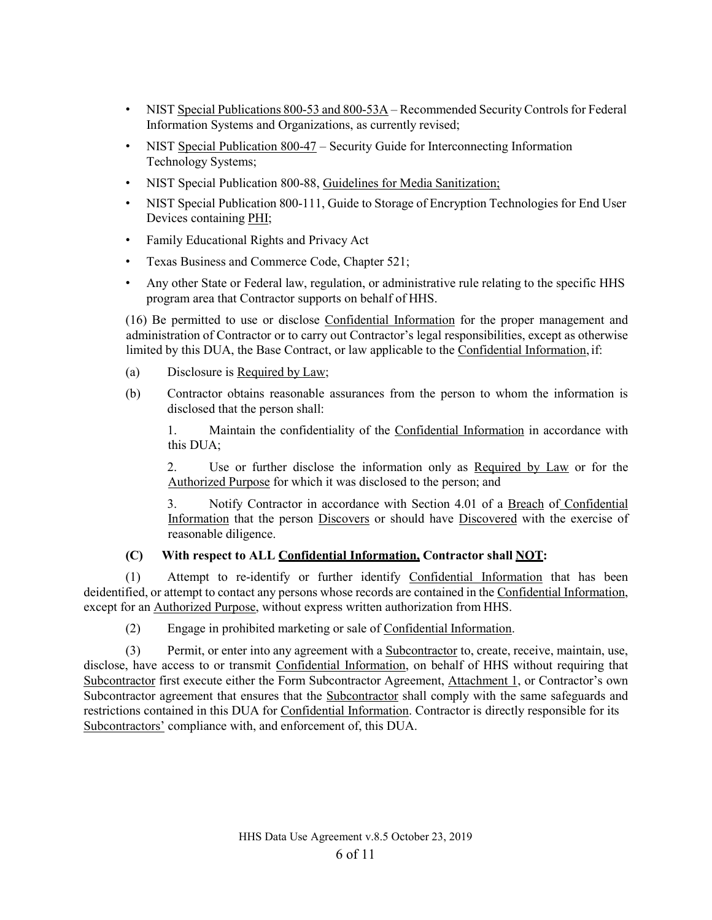- NIST Special Publications 800-53 and 800-53A – Recommended Security Controls for Federal Information Systems and Organizations, as currently revised;
- NIST Special Publication 800-47 – Security Guide for Interconnecting Information Technology Systems;
- NIST Special Publication 800-88, Guidelines for Media Sanitization;
- NIST Special Publication 800-111, Guide to Storage of Encryption Technologies for End User Devices containing PHI;
- Family Educational Rights and Privacy Act
- Texas Business and Commerce Code, Chapter 521;
- Any other State or Federal law, regulation, or administrative rule relating to the specific HHS program area that Contractor supports on behalf of HHS.

(16) Be permitted to use or disclose Confidential Information for the proper management and administration of Contractor or to carry out Contractor's legal responsibilities, except as otherwise limited by this DUA, the Base Contract, or law applicable to the Confidential Information, if:

(a) Disclosure is Required by Law;

(b) Contractor obtains reasonable assurances from the person to whom the information is disclosed that the person shall:

1. Maintain the confidentiality of the Confidential Information in accordance with this DUA;

2. Use or further disclose the information only as Required by Law or for the Authorized Purpose for which it was disclosed to the person; and

3. Notify Contractor in accordance with Section 4.01 of a Breach of Confidential Information that the person Discovers or should have Discovered with the exercise of reasonable diligence.

**(C) With respect to ALL Confidential Information, Contractor shall NOT:**

(1) Attempt to re-identify or further identify Confidential Information that has been deidentified, or attempt to contact any persons whose records are contained in the Confidential Information, except for an Authorized Purpose, without express written authorization from HHS.

(2) Engage in prohibited marketing or sale of Confidential Information.

(3) Permit, or enter into any agreement with a Subcontractor to, create, receive, maintain, use, disclose, have access to or transmit Confidential Information, on behalf of HHS without requiring that Subcontractor first execute either the Form Subcontractor Agreement, Attachment 1, or Contractor's own Subcontractor agreement that ensures that the Subcontractor shall comply with the same safeguards and restrictions contained in this DUA for Confidential Information. Contractor is directly responsible for its Subcontractors' compliance with, and enforcement of, this DUA.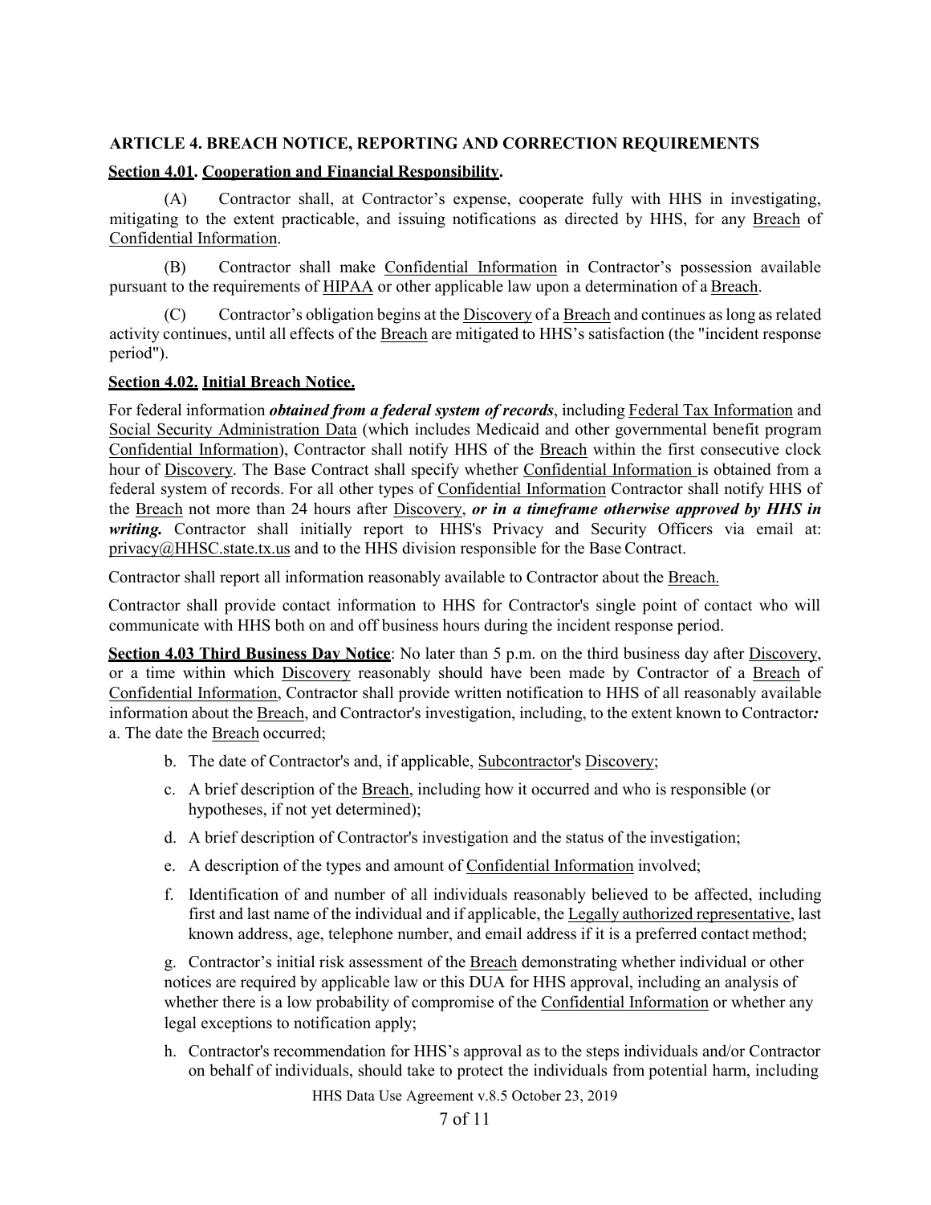## ARTICLE 4. BREACH NOTICE, REPORTING AND CORRECTION REQUIREMENTS

**Section 4.01. Cooperation and Financial Responsibility.**

(A) Contractor shall, at Contractor's expense, cooperate fully with HHS in investigating, mitigating to the extent practicable, and issuing notifications as directed by HHS, for any Breach of Confidential Information.

(B) Contractor shall make Confidential Information in Contractor's possession available pursuant to the requirements of HIPAA or other applicable law upon a determination of a Breach.

(C) Contractor's obligation begins at the Discovery of a Breach and continues as long as related activity continues, until all effects of the Breach are mitigated to HHS's satisfaction (the "incident response period").

**Section 4.02. Initial Breach Notice.**

For federal information ***obtained from a federal system of records***, including Federal Tax Information and Social Security Administration Data (which includes Medicaid and other governmental benefit program Confidential Information), Contractor shall notify HHS of the Breach within the first consecutive clock hour of Discovery. The Base Contract shall specify whether Confidential Information is obtained from a federal system of records. For all other types of Confidential Information Contractor shall notify HHS of the Breach not more than 24 hours after Discovery, ***or in a timeframe otherwise approved by HHS in writing.*** Contractor shall initially report to HHS's Privacy and Security Officers via email at: privacy@HHSC.state.tx.us and to the HHS division responsible for the Base Contract.

Contractor shall report all information reasonably available to Contractor about the Breach.

Contractor shall provide contact information to HHS for Contractor's single point of contact who will communicate with HHS both on and off business hours during the incident response period.

**Section 4.03 Third Business Day Notice**: No later than 5 p.m. on the third business day after Discovery, or a time within which Discovery reasonably should have been made by Contractor of a Breach of Confidential Information, Contractor shall provide written notification to HHS of all reasonably available information about the Breach, and Contractor's investigation, including, to the extent known to Contractor***:***

a. The date the Breach occurred;

b. The date of Contractor's and, if applicable, Subcontractor's Discovery;

c. A brief description of the Breach, including how it occurred and who is responsible (or hypotheses, if not yet determined);

d. A brief description of Contractor's investigation and the status of the investigation;

e. A description of the types and amount of Confidential Information involved;

f. Identification of and number of all individuals reasonably believed to be affected, including first and last name of the individual and if applicable, the Legally authorized representative, last known address, age, telephone number, and email address if it is a preferred contact method;

g. Contractor's initial risk assessment of the Breach demonstrating whether individual or other notices are required by applicable law or this DUA for HHS approval, including an analysis of whether there is a low probability of compromise of the Confidential Information or whether any legal exceptions to notification apply;

h. Contractor's recommendation for HHS's approval as to the steps individuals and/or Contractor on behalf of individuals, should take to protect the individuals from potential harm, including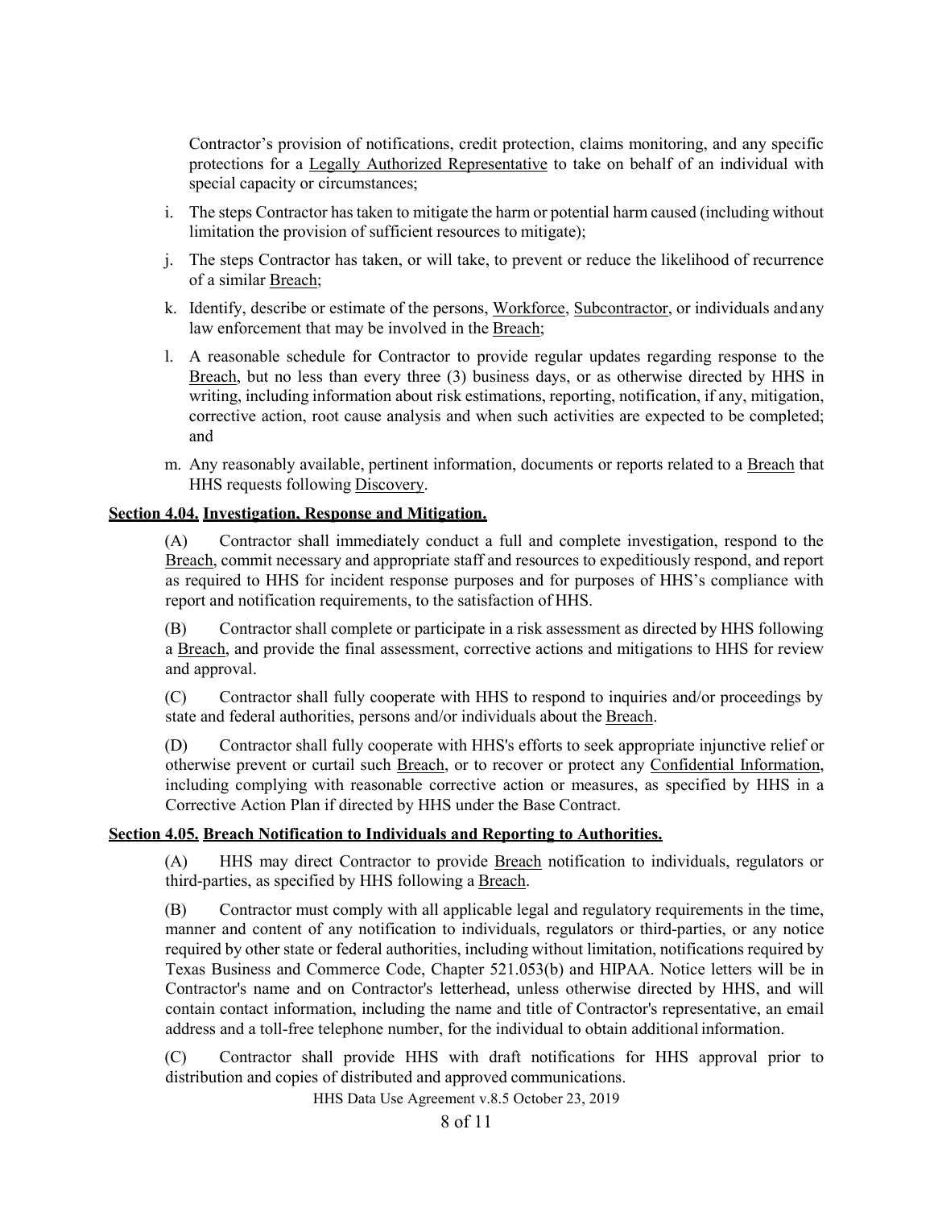Contractor's provision of notifications, credit protection, claims monitoring, and any specific protections for a Legally Authorized Representative to take on behalf of an individual with special capacity or circumstances;

i. The steps Contractor has taken to mitigate the harm or potential harm caused (including without limitation the provision of sufficient resources to mitigate);

j. The steps Contractor has taken, or will take, to prevent or reduce the likelihood of recurrence of a similar Breach;

k. Identify, describe or estimate of the persons, Workforce, Subcontractor, or individuals and any law enforcement that may be involved in the Breach;

l. A reasonable schedule for Contractor to provide regular updates regarding response to the Breach, but no less than every three (3) business days, or as otherwise directed by HHS in writing, including information about risk estimations, reporting, notification, if any, mitigation, corrective action, root cause analysis and when such activities are expected to be completed; and

m. Any reasonably available, pertinent information, documents or reports related to a Breach that HHS requests following Discovery.

**Section 4.04. Investigation, Response and Mitigation.**

(A) Contractor shall immediately conduct a full and complete investigation, respond to the Breach, commit necessary and appropriate staff and resources to expeditiously respond, and report as required to HHS for incident response purposes and for purposes of HHS's compliance with report and notification requirements, to the satisfaction of HHS.

(B) Contractor shall complete or participate in a risk assessment as directed by HHS following a Breach, and provide the final assessment, corrective actions and mitigations to HHS for review and approval.

(C) Contractor shall fully cooperate with HHS to respond to inquiries and/or proceedings by state and federal authorities, persons and/or individuals about the Breach.

(D) Contractor shall fully cooperate with HHS's efforts to seek appropriate injunctive relief or otherwise prevent or curtail such Breach, or to recover or protect any Confidential Information, including complying with reasonable corrective action or measures, as specified by HHS in a Corrective Action Plan if directed by HHS under the Base Contract.

**Section 4.05. Breach Notification to Individuals and Reporting to Authorities.**

(A) HHS may direct Contractor to provide Breach notification to individuals, regulators or third-parties, as specified by HHS following a Breach.

(B) Contractor must comply with all applicable legal and regulatory requirements in the time, manner and content of any notification to individuals, regulators or third-parties, or any notice required by other state or federal authorities, including without limitation, notifications required by Texas Business and Commerce Code, Chapter 521.053(b) and HIPAA. Notice letters will be in Contractor's name and on Contractor's letterhead, unless otherwise directed by HHS, and will contain contact information, including the name and title of Contractor's representative, an email address and a toll-free telephone number, for the individual to obtain additional information.

(C) Contractor shall provide HHS with draft notifications for HHS approval prior to distribution and copies of distributed and approved communications.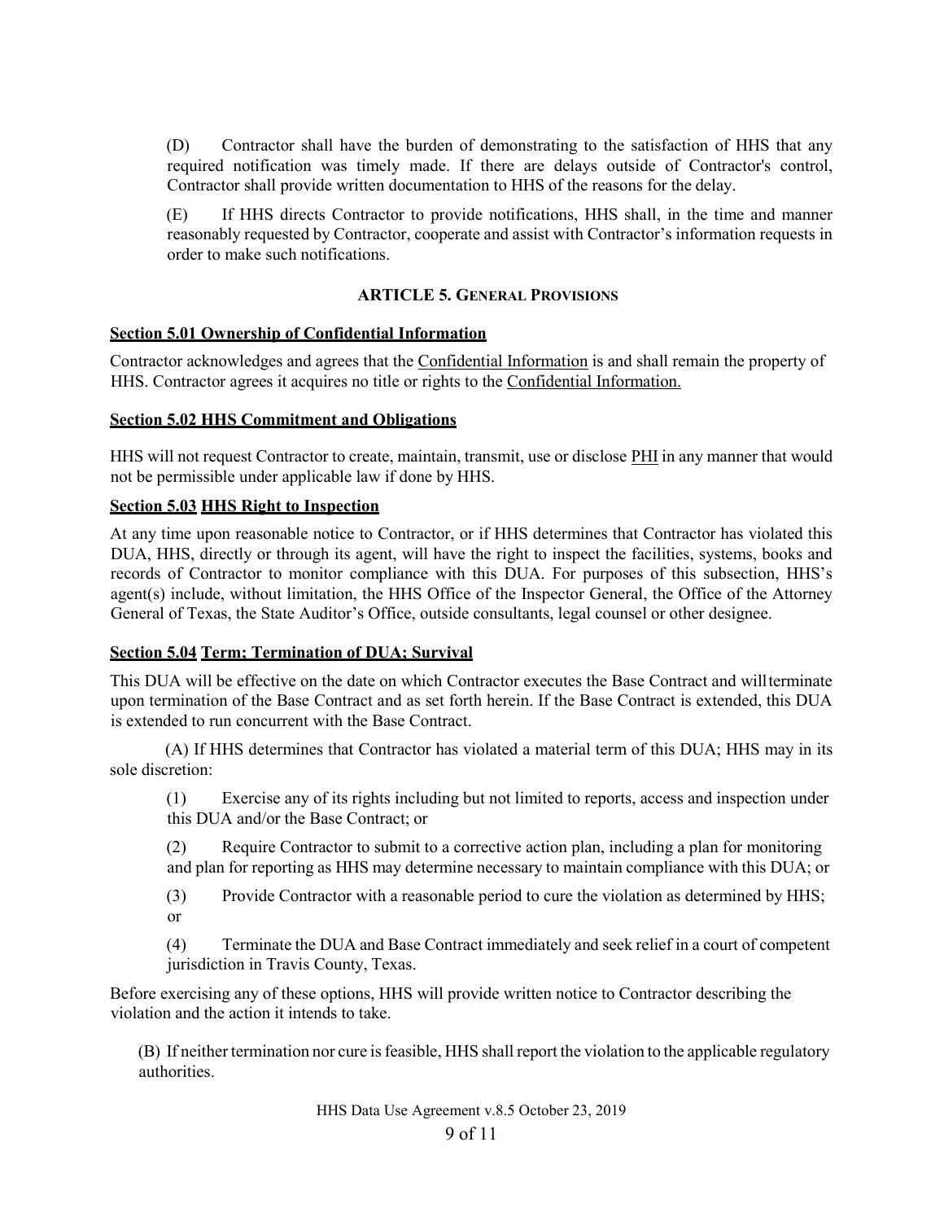(D) Contractor shall have the burden of demonstrating to the satisfaction of HHS that any required notification was timely made. If there are delays outside of Contractor's control, Contractor shall provide written documentation to HHS of the reasons for the delay.

(E) If HHS directs Contractor to provide notifications, HHS shall, in the time and manner reasonably requested by Contractor, cooperate and assist with Contractor's information requests in order to make such notifications.

## ARTICLE 5. GENERAL PROVISIONS

### Section 5.01 Ownership of Confidential Information

Contractor acknowledges and agrees that the Confidential Information is and shall remain the property of HHS. Contractor agrees it acquires no title or rights to the Confidential Information.

### Section 5.02 HHS Commitment and Obligations

HHS will not request Contractor to create, maintain, transmit, use or disclose PHI in any manner that would not be permissible under applicable law if done by HHS.

### Section 5.03 HHS Right to Inspection

At any time upon reasonable notice to Contractor, or if HHS determines that Contractor has violated this DUA, HHS, directly or through its agent, will have the right to inspect the facilities, systems, books and records of Contractor to monitor compliance with this DUA. For purposes of this subsection, HHS's agent(s) include, without limitation, the HHS Office of the Inspector General, the Office of the Attorney General of Texas, the State Auditor's Office, outside consultants, legal counsel or other designee.

### Section 5.04 Term; Termination of DUA; Survival

This DUA will be effective on the date on which Contractor executes the Base Contract and will terminate upon termination of the Base Contract and as set forth herein. If the Base Contract is extended, this DUA is extended to run concurrent with the Base Contract.

(A) If HHS determines that Contractor has violated a material term of this DUA; HHS may in its sole discretion:

(1) Exercise any of its rights including but not limited to reports, access and inspection under this DUA and/or the Base Contract; or

(2) Require Contractor to submit to a corrective action plan, including a plan for monitoring and plan for reporting as HHS may determine necessary to maintain compliance with this DUA; or

(3) Provide Contractor with a reasonable period to cure the violation as determined by HHS; or

(4) Terminate the DUA and Base Contract immediately and seek relief in a court of competent jurisdiction in Travis County, Texas.

Before exercising any of these options, HHS will provide written notice to Contractor describing the violation and the action it intends to take.

(B) If neither termination nor cure is feasible, HHS shall report the violation to the applicable regulatory authorities.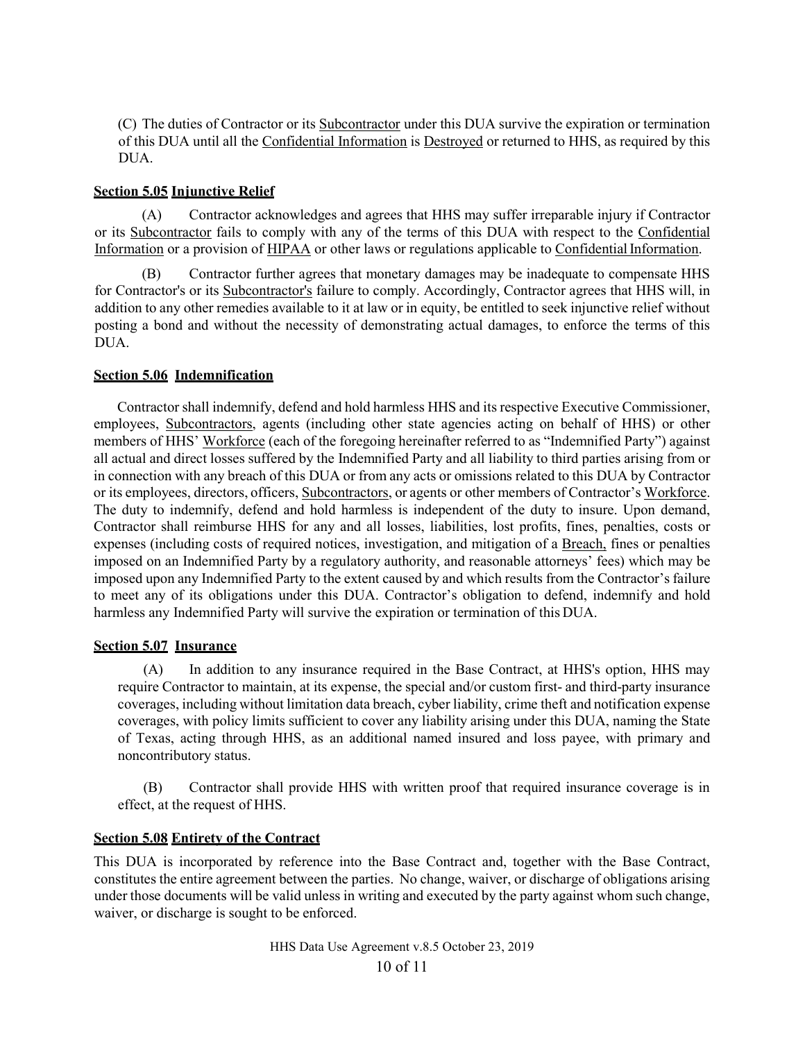(C) The duties of Contractor or its Subcontractor under this DUA survive the expiration or termination of this DUA until all the Confidential Information is Destroyed or returned to HHS, as required by this DUA.

**Section 5.05 Injunctive Relief**

(A) Contractor acknowledges and agrees that HHS may suffer irreparable injury if Contractor or its Subcontractor fails to comply with any of the terms of this DUA with respect to the Confidential Information or a provision of HIPAA or other laws or regulations applicable to Confidential Information.

(B) Contractor further agrees that monetary damages may be inadequate to compensate HHS for Contractor's or its Subcontractor's failure to comply. Accordingly, Contractor agrees that HHS will, in addition to any other remedies available to it at law or in equity, be entitled to seek injunctive relief without posting a bond and without the necessity of demonstrating actual damages, to enforce the terms of this DUA.

**Section 5.06 Indemnification**

Contractor shall indemnify, defend and hold harmless HHS and its respective Executive Commissioner, employees, Subcontractors, agents (including other state agencies acting on behalf of HHS) or other members of HHS' Workforce (each of the foregoing hereinafter referred to as "Indemnified Party") against all actual and direct losses suffered by the Indemnified Party and all liability to third parties arising from or in connection with any breach of this DUA or from any acts or omissions related to this DUA by Contractor or its employees, directors, officers, Subcontractors, or agents or other members of Contractor's Workforce. The duty to indemnify, defend and hold harmless is independent of the duty to insure. Upon demand, Contractor shall reimburse HHS for any and all losses, liabilities, lost profits, fines, penalties, costs or expenses (including costs of required notices, investigation, and mitigation of a Breach, fines or penalties imposed on an Indemnified Party by a regulatory authority, and reasonable attorneys' fees) which may be imposed upon any Indemnified Party to the extent caused by and which results from the Contractor's failure to meet any of its obligations under this DUA. Contractor's obligation to defend, indemnify and hold harmless any Indemnified Party will survive the expiration or termination of this DUA.

**Section 5.07 Insurance**

(A) In addition to any insurance required in the Base Contract, at HHS's option, HHS may require Contractor to maintain, at its expense, the special and/or custom first- and third-party insurance coverages, including without limitation data breach, cyber liability, crime theft and notification expense coverages, with policy limits sufficient to cover any liability arising under this DUA, naming the State of Texas, acting through HHS, as an additional named insured and loss payee, with primary and noncontributory status.

(B) Contractor shall provide HHS with written proof that required insurance coverage is in effect, at the request of HHS.

**Section 5.08 Entirety of the Contract**

This DUA is incorporated by reference into the Base Contract and, together with the Base Contract, constitutes the entire agreement between the parties. No change, waiver, or discharge of obligations arising under those documents will be valid unless in writing and executed by the party against whom such change, waiver, or discharge is sought to be enforced.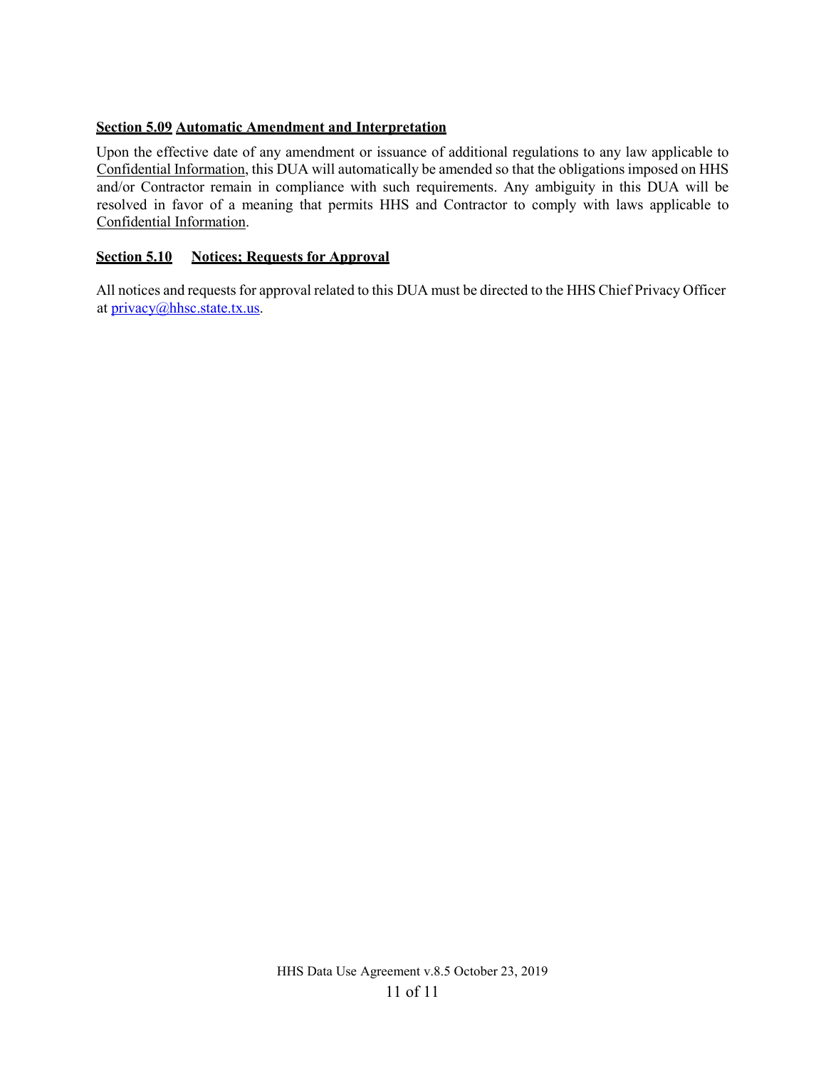### **Section 5.09 Automatic Amendment and Interpretation**

Upon the effective date of any amendment or issuance of additional regulations to any law applicable to Confidential Information, this DUA will automatically be amended so that the obligations imposed on HHS and/or Contractor remain in compliance with such requirements. Any ambiguity in this DUA will be resolved in favor of a meaning that permits HHS and Contractor to comply with laws applicable to Confidential Information.

### **Section 5.10 Notices; Requests for Approval**

All notices and requests for approval related to this DUA must be directed to the HHS Chief Privacy Officer at [privacy@hhsc.state.tx.us](mailto:privacy@hhsc.state.tx.us).

HHS Data Use Agreement v.8.5 October 23, 2019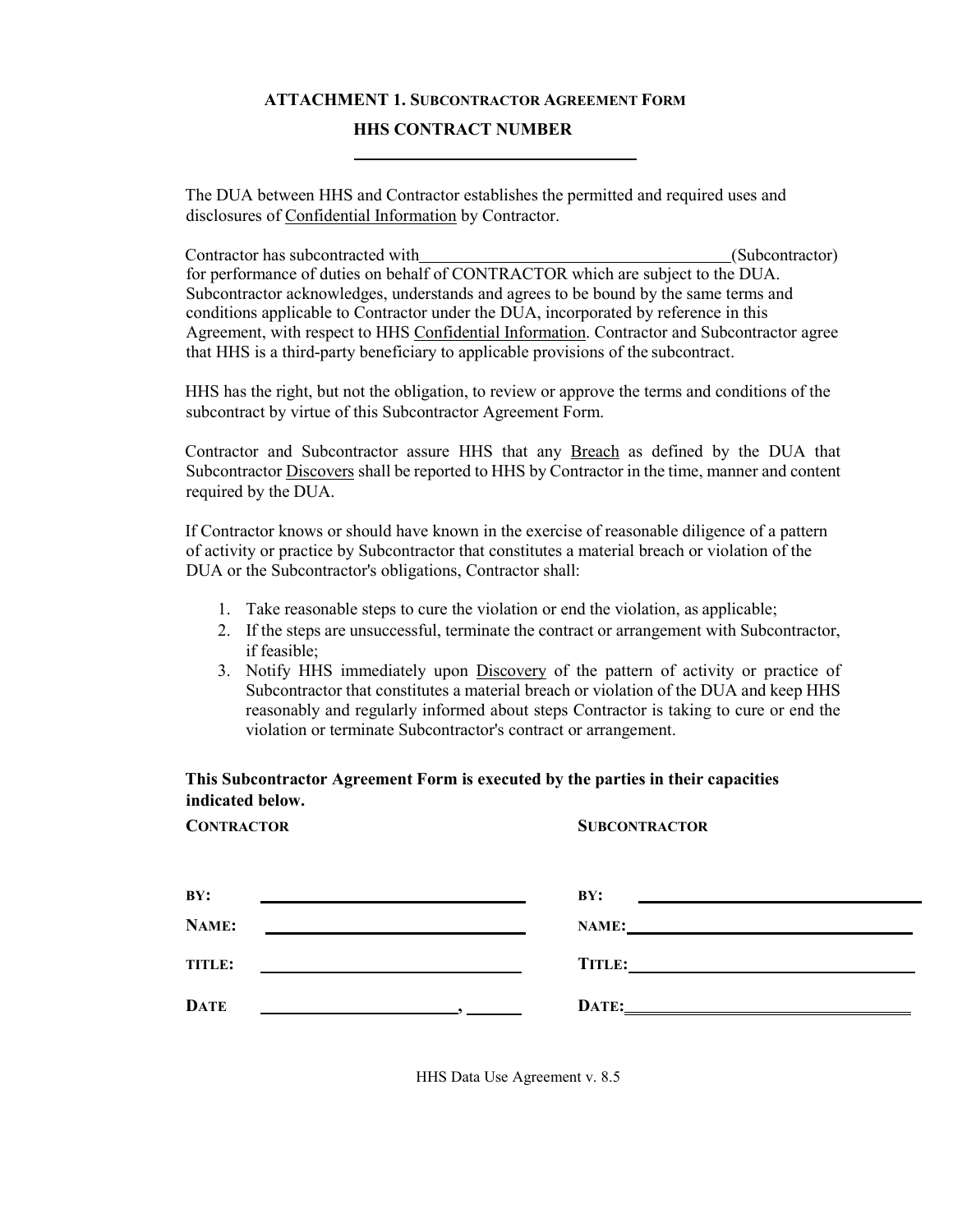## ATTACHMENT 1. SUBCONTRACTOR AGREEMENT FORM

## HHS CONTRACT NUMBER

\_\_\_\_\_\_\_\_\_\_\_\_\_\_\_\_\_\_\_\_\_\_\_\_\_\_\_\_\_\_\_\_

The DUA between HHS and Contractor establishes the permitted and required uses and disclosures of Confidential Information by Contractor.

Contractor has subcontracted with\_\_\_\_\_\_\_\_\_\_\_\_\_\_\_\_\_\_\_\_\_\_\_\_\_\_\_\_\_\_\_\_\_\_\_\_(Subcontractor) for performance of duties on behalf of CONTRACTOR which are subject to the DUA. Subcontractor acknowledges, understands and agrees to be bound by the same terms and conditions applicable to Contractor under the DUA, incorporated by reference in this Agreement, with respect to HHS Confidential Information. Contractor and Subcontractor agree that HHS is a third-party beneficiary to applicable provisions of the subcontract.

HHS has the right, but not the obligation, to review or approve the terms and conditions of the subcontract by virtue of this Subcontractor Agreement Form.

Contractor and Subcontractor assure HHS that any Breach as defined by the DUA that Subcontractor Discovers shall be reported to HHS by Contractor in the time, manner and content required by the DUA.

If Contractor knows or should have known in the exercise of reasonable diligence of a pattern of activity or practice by Subcontractor that constitutes a material breach or violation of the DUA or the Subcontractor's obligations, Contractor shall:

1. Take reasonable steps to cure the violation or end the violation, as applicable;
2. If the steps are unsuccessful, terminate the contract or arrangement with Subcontractor, if feasible;
3. Notify HHS immediately upon Discovery of the pattern of activity or practice of Subcontractor that constitutes a material breach or violation of the DUA and keep HHS reasonably and regularly informed about steps Contractor is taking to cure or end the violation or terminate Subcontractor's contract or arrangement.

**This Subcontractor Agreement Form is executed by the parties in their capacities indicated below.**

| CONTRACTOR | | SUBCONTRACTOR | |
|---|---|---|---|
| BY: | \_\_\_\_\_\_\_\_\_\_\_\_\_\_\_\_\_\_\_\_\_\_\_\_\_\_\_\_ | BY: | \_\_\_\_\_\_\_\_\_\_\_\_\_\_\_\_\_\_\_\_\_\_\_\_\_\_\_\_ |
| NAME: | \_\_\_\_\_\_\_\_\_\_\_\_\_\_\_\_\_\_\_\_\_\_\_\_\_\_\_\_ | NAME: | \_\_\_\_\_\_\_\_\_\_\_\_\_\_\_\_\_\_\_\_\_\_\_\_\_\_\_\_ |
| TITLE: | \_\_\_\_\_\_\_\_\_\_\_\_\_\_\_\_\_\_\_\_\_\_\_\_\_\_\_\_ | TITLE: | \_\_\_\_\_\_\_\_\_\_\_\_\_\_\_\_\_\_\_\_\_\_\_\_\_\_\_\_ |
| DATE | \_\_\_\_\_\_\_\_\_\_\_\_\_\_\_\_\_\_\_\_, \_\_\_\_\_\_ | DATE: | \_\_\_\_\_\_\_\_\_\_\_\_\_\_\_\_\_\_\_\_\_\_\_\_\_\_\_\_ |

HHS Data Use Agreement v. 8.5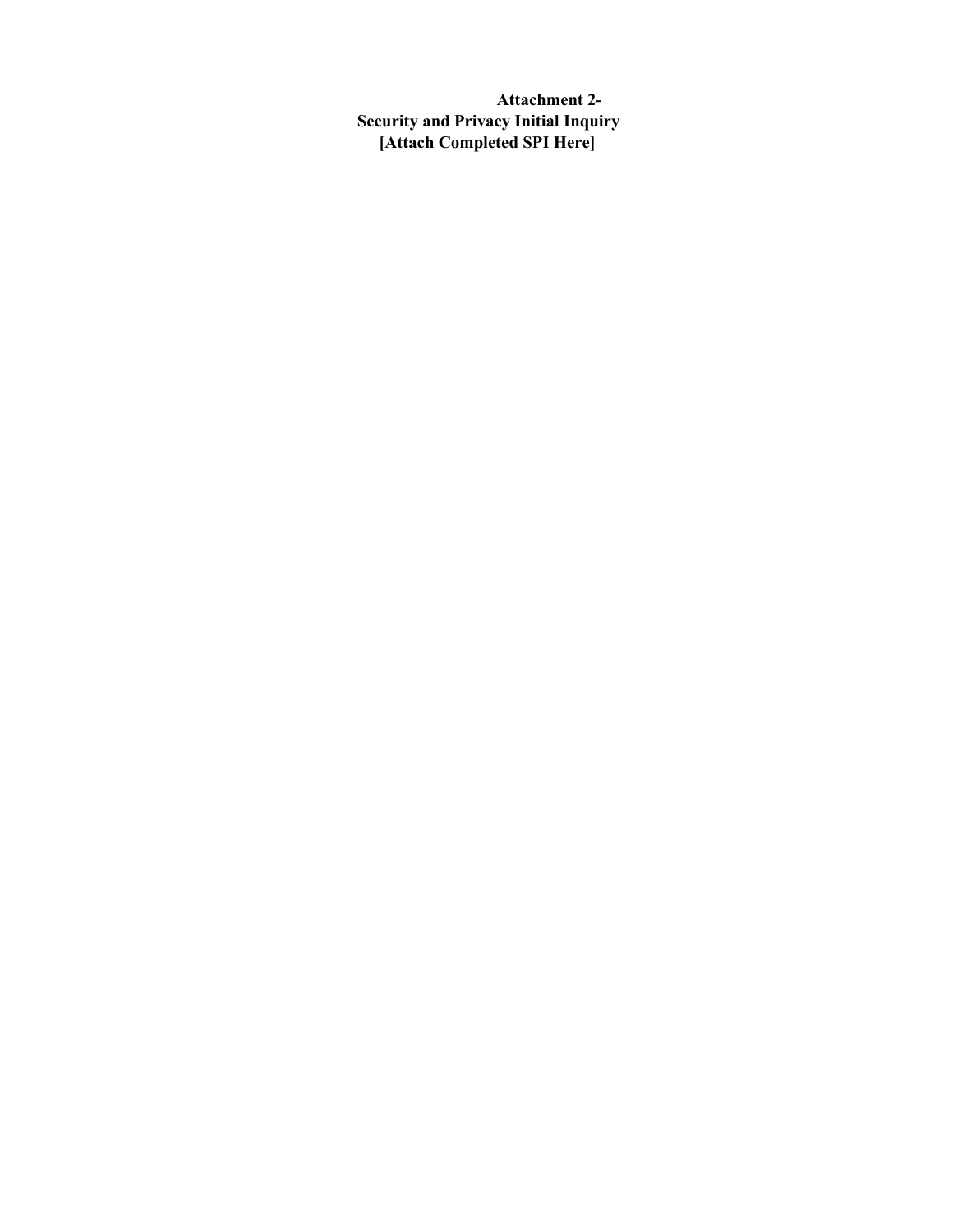**Attachment 2-**
**Security and Privacy Initial Inquiry**
**[Attach Completed SPI Here]**